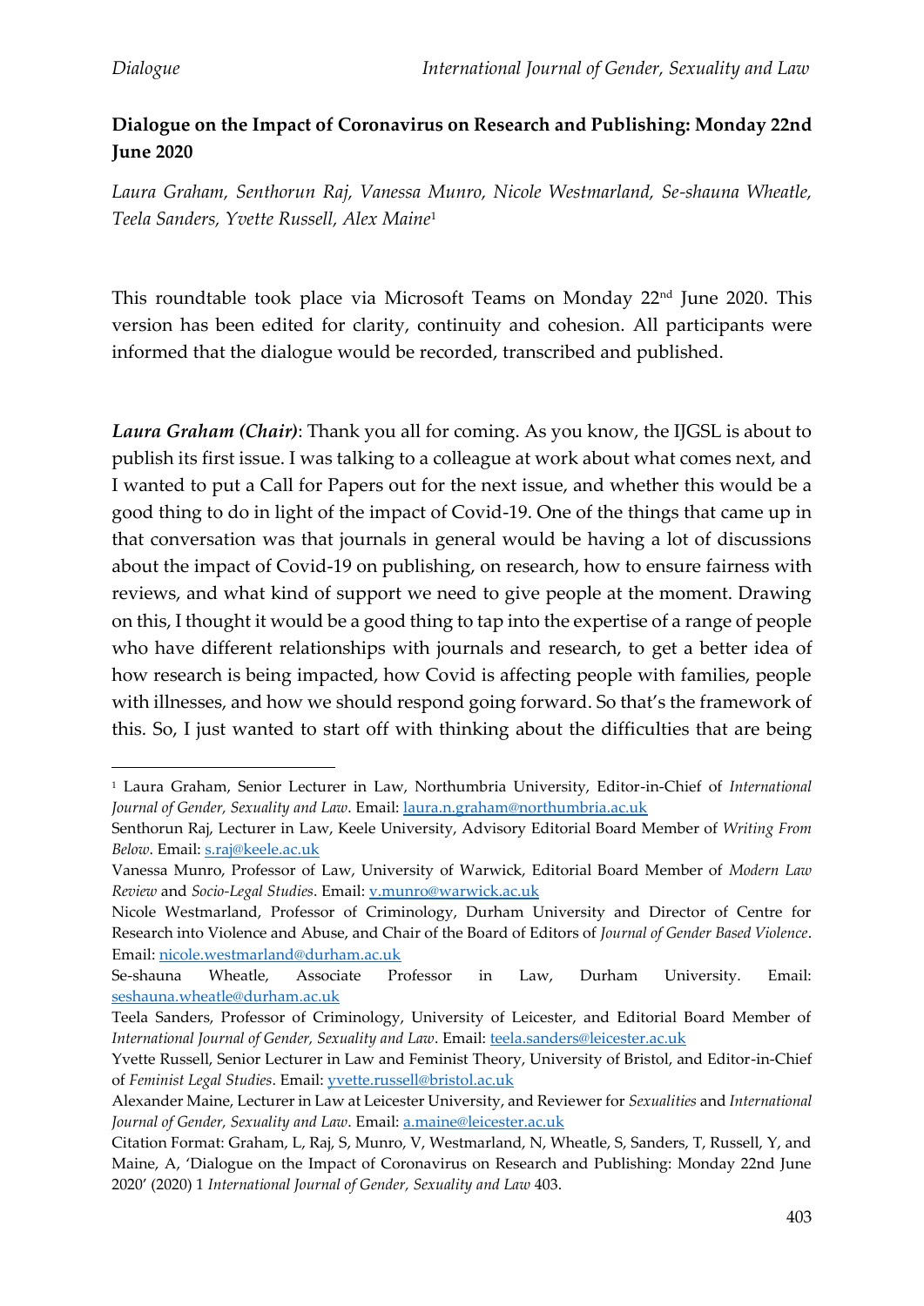**Dialogue on the Impact of Coronavirus on Research and Publishing: Monday 22nd June 2020**

*Laura Graham, Senthorun Raj, Vanessa Munro, Nicole Westmarland, Se-shauna Wheatle, Teela Sanders, Yvette Russell, Alex Maine*[1]

This roundtable took place via Microsoft Teams on Monday 22nd June 2020. This version has been edited for clarity, continuity and cohesion. All participants were informed that the dialogue would be recorded, transcribed and published.

***Laura Graham (Chair)***: Thank you all for coming. As you know, the IJGSL is about to publish its first issue. I was talking to a colleague at work about what comes next, and I wanted to put a Call for Papers out for the next issue, and whether this would be a good thing to do in light of the impact of Covid-19. One of the things that came up in that conversation was that journals in general would be having a lot of discussions about the impact of Covid-19 on publishing, on research, how to ensure fairness with reviews, and what kind of support we need to give people at the moment. Drawing on this, I thought it would be a good thing to tap into the expertise of a range of people who have different relationships with journals and research, to get a better idea of how research is being impacted, how Covid is affecting people with families, people with illnesses, and how we should respond going forward. So that's the framework of this. So, I just wanted to start off with thinking about the difficulties that are being

---

[1] Laura Graham, Senior Lecturer in Law, Northumbria University, Editor-in-Chief of *International Journal of Gender, Sexuality and Law*. Email: laura.n.graham@northumbria.ac.uk

Senthorun Raj, Lecturer in Law, Keele University, Advisory Editorial Board Member of *Writing From Below*. Email: s.raj@keele.ac.uk

Vanessa Munro, Professor of Law, University of Warwick, Editorial Board Member of *Modern Law Review* and *Socio-Legal Studies*. Email: v.munro@warwick.ac.uk

Nicole Westmarland, Professor of Criminology, Durham University and Director of Centre for Research into Violence and Abuse, and Chair of the Board of Editors of *Journal of Gender Based Violence*. Email: nicole.westmarland@durham.ac.uk

Se-shauna Wheatle, Associate Professor in Law, Durham University. Email: seshauna.wheatle@durham.ac.uk

Teela Sanders, Professor of Criminology, University of Leicester, and Editorial Board Member of *International Journal of Gender, Sexuality and Law*. Email: teela.sanders@leicester.ac.uk

Yvette Russell, Senior Lecturer in Law and Feminist Theory, University of Bristol, and Editor-in-Chief of *Feminist Legal Studies*. Email: yvette.russell@bristol.ac.uk

Alexander Maine, Lecturer in Law at Leicester University, and Reviewer for *Sexualities* and *International Journal of Gender, Sexuality and Law*. Email: a.maine@leicester.ac.uk

Citation Format: Graham, L, Raj, S, Munro, V, Westmarland, N, Wheatle, S, Sanders, T, Russell, Y, and Maine, A, 'Dialogue on the Impact of Coronavirus on Research and Publishing: Monday 22nd June 2020' (2020) 1 *International Journal of Gender, Sexuality and Law* 403.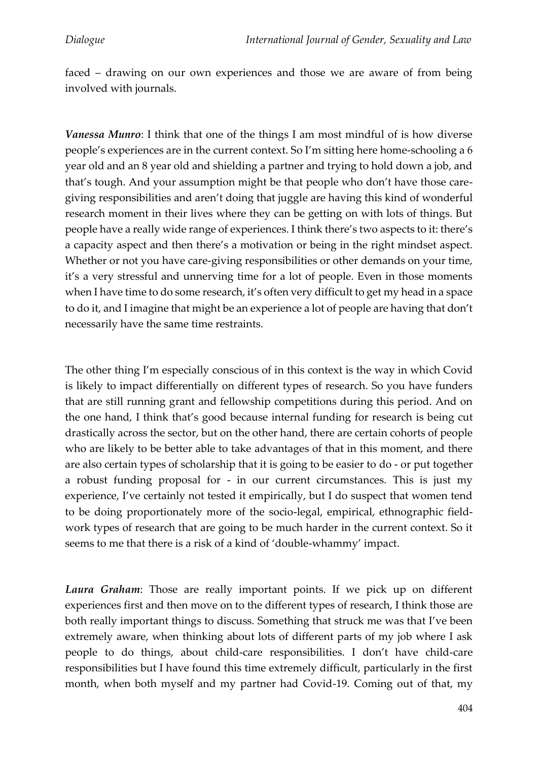faced – drawing on our own experiences and those we are aware of from being involved with journals.

***Vanessa Munro***: I think that one of the things I am most mindful of is how diverse people's experiences are in the current context. So I'm sitting here home-schooling a 6 year old and an 8 year old and shielding a partner and trying to hold down a job, and that's tough. And your assumption might be that people who don't have those care-giving responsibilities and aren't doing that juggle are having this kind of wonderful research moment in their lives where they can be getting on with lots of things. But people have a really wide range of experiences. I think there's two aspects to it: there's a capacity aspect and then there's a motivation or being in the right mindset aspect. Whether or not you have care-giving responsibilities or other demands on your time, it's a very stressful and unnerving time for a lot of people. Even in those moments when I have time to do some research, it's often very difficult to get my head in a space to do it, and I imagine that might be an experience a lot of people are having that don't necessarily have the same time restraints.

The other thing I'm especially conscious of in this context is the way in which Covid is likely to impact differentially on different types of research. So you have funders that are still running grant and fellowship competitions during this period. And on the one hand, I think that's good because internal funding for research is being cut drastically across the sector, but on the other hand, there are certain cohorts of people who are likely to be better able to take advantages of that in this moment, and there are also certain types of scholarship that it is going to be easier to do - or put together a robust funding proposal for - in our current circumstances. This is just my experience, I've certainly not tested it empirically, but I do suspect that women tend to be doing proportionately more of the socio-legal, empirical, ethnographic field-work types of research that are going to be much harder in the current context. So it seems to me that there is a risk of a kind of 'double-whammy' impact.

***Laura Graham***: Those are really important points. If we pick up on different experiences first and then move on to the different types of research, I think those are both really important things to discuss. Something that struck me was that I've been extremely aware, when thinking about lots of different parts of my job where I ask people to do things, about child-care responsibilities. I don't have child-care responsibilities but I have found this time extremely difficult, particularly in the first month, when both myself and my partner had Covid-19. Coming out of that, my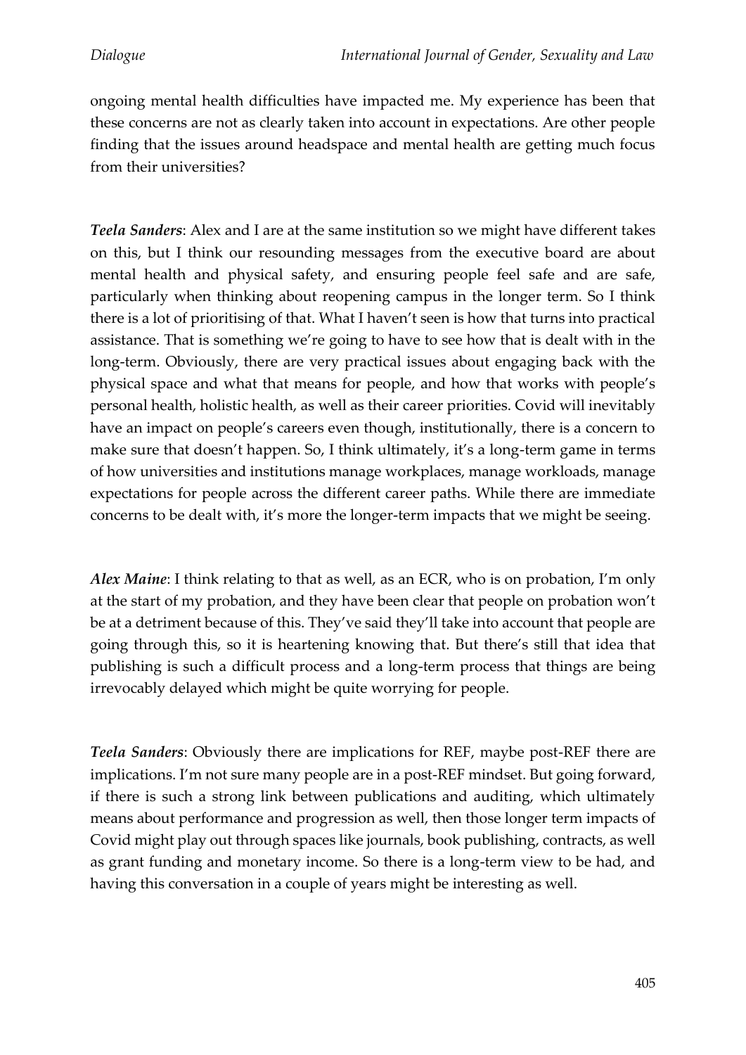ongoing mental health difficulties have impacted me. My experience has been that these concerns are not as clearly taken into account in expectations. Are other people finding that the issues around headspace and mental health are getting much focus from their universities?

***Teela Sanders***: Alex and I are at the same institution so we might have different takes on this, but I think our resounding messages from the executive board are about mental health and physical safety, and ensuring people feel safe and are safe, particularly when thinking about reopening campus in the longer term. So I think there is a lot of prioritising of that. What I haven't seen is how that turns into practical assistance. That is something we're going to have to see how that is dealt with in the long-term. Obviously, there are very practical issues about engaging back with the physical space and what that means for people, and how that works with people's personal health, holistic health, as well as their career priorities. Covid will inevitably have an impact on people's careers even though, institutionally, there is a concern to make sure that doesn't happen. So, I think ultimately, it's a long-term game in terms of how universities and institutions manage workplaces, manage workloads, manage expectations for people across the different career paths. While there are immediate concerns to be dealt with, it's more the longer-term impacts that we might be seeing.

***Alex Maine***: I think relating to that as well, as an ECR, who is on probation, I'm only at the start of my probation, and they have been clear that people on probation won't be at a detriment because of this. They've said they'll take into account that people are going through this, so it is heartening knowing that. But there's still that idea that publishing is such a difficult process and a long-term process that things are being irrevocably delayed which might be quite worrying for people.

***Teela Sanders***: Obviously there are implications for REF, maybe post-REF there are implications. I'm not sure many people are in a post-REF mindset. But going forward, if there is such a strong link between publications and auditing, which ultimately means about performance and progression as well, then those longer term impacts of Covid might play out through spaces like journals, book publishing, contracts, as well as grant funding and monetary income. So there is a long-term view to be had, and having this conversation in a couple of years might be interesting as well.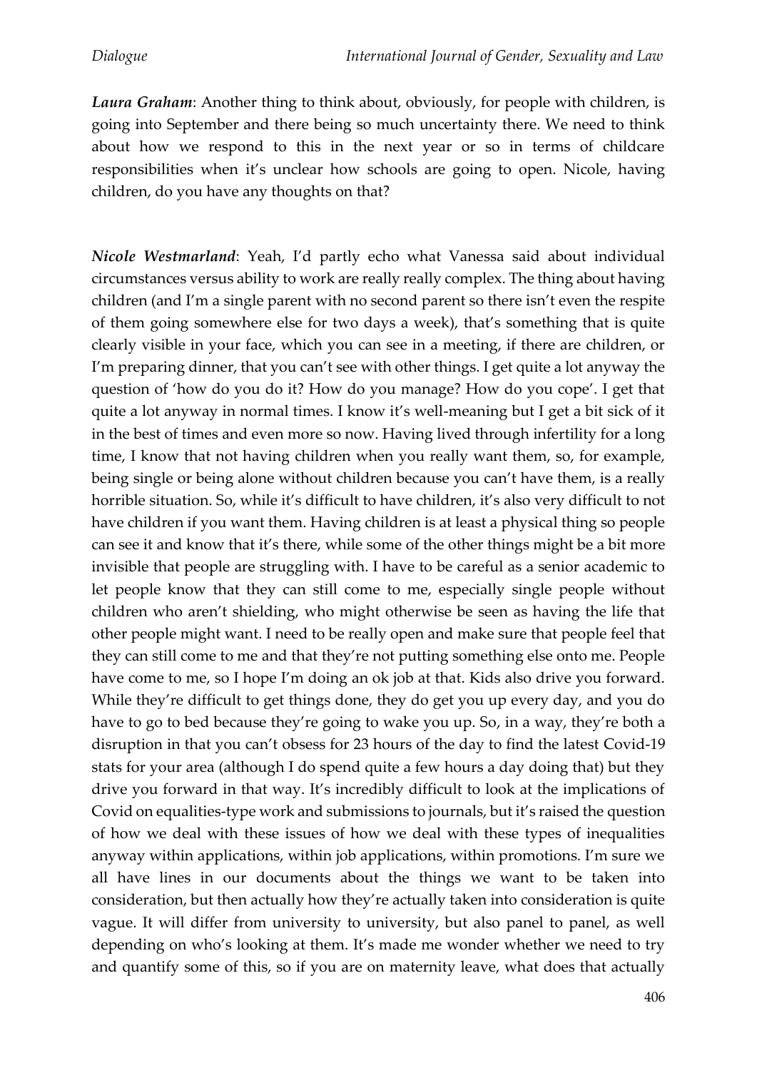***Laura Graham***: Another thing to think about, obviously, for people with children, is going into September and there being so much uncertainty there. We need to think about how we respond to this in the next year or so in terms of childcare responsibilities when it's unclear how schools are going to open. Nicole, having children, do you have any thoughts on that?

***Nicole Westmarland***: Yeah, I'd partly echo what Vanessa said about individual circumstances versus ability to work are really really complex. The thing about having children (and I'm a single parent with no second parent so there isn't even the respite of them going somewhere else for two days a week), that's something that is quite clearly visible in your face, which you can see in a meeting, if there are children, or I'm preparing dinner, that you can't see with other things. I get quite a lot anyway the question of 'how do you do it? How do you manage? How do you cope'. I get that quite a lot anyway in normal times. I know it's well-meaning but I get a bit sick of it in the best of times and even more so now. Having lived through infertility for a long time, I know that not having children when you really want them, so, for example, being single or being alone without children because you can't have them, is a really horrible situation. So, while it's difficult to have children, it's also very difficult to not have children if you want them. Having children is at least a physical thing so people can see it and know that it's there, while some of the other things might be a bit more invisible that people are struggling with. I have to be careful as a senior academic to let people know that they can still come to me, especially single people without children who aren't shielding, who might otherwise be seen as having the life that other people might want. I need to be really open and make sure that people feel that they can still come to me and that they're not putting something else onto me. People have come to me, so I hope I'm doing an ok job at that. Kids also drive you forward. While they're difficult to get things done, they do get you up every day, and you do have to go to bed because they're going to wake you up. So, in a way, they're both a disruption in that you can't obsess for 23 hours of the day to find the latest Covid-19 stats for your area (although I do spend quite a few hours a day doing that) but they drive you forward in that way. It's incredibly difficult to look at the implications of Covid on equalities-type work and submissions to journals, but it's raised the question of how we deal with these issues of how we deal with these types of inequalities anyway within applications, within job applications, within promotions. I'm sure we all have lines in our documents about the things we want to be taken into consideration, but then actually how they're actually taken into consideration is quite vague. It will differ from university to university, but also panel to panel, as well depending on who's looking at them. It's made me wonder whether we need to try and quantify some of this, so if you are on maternity leave, what does that actually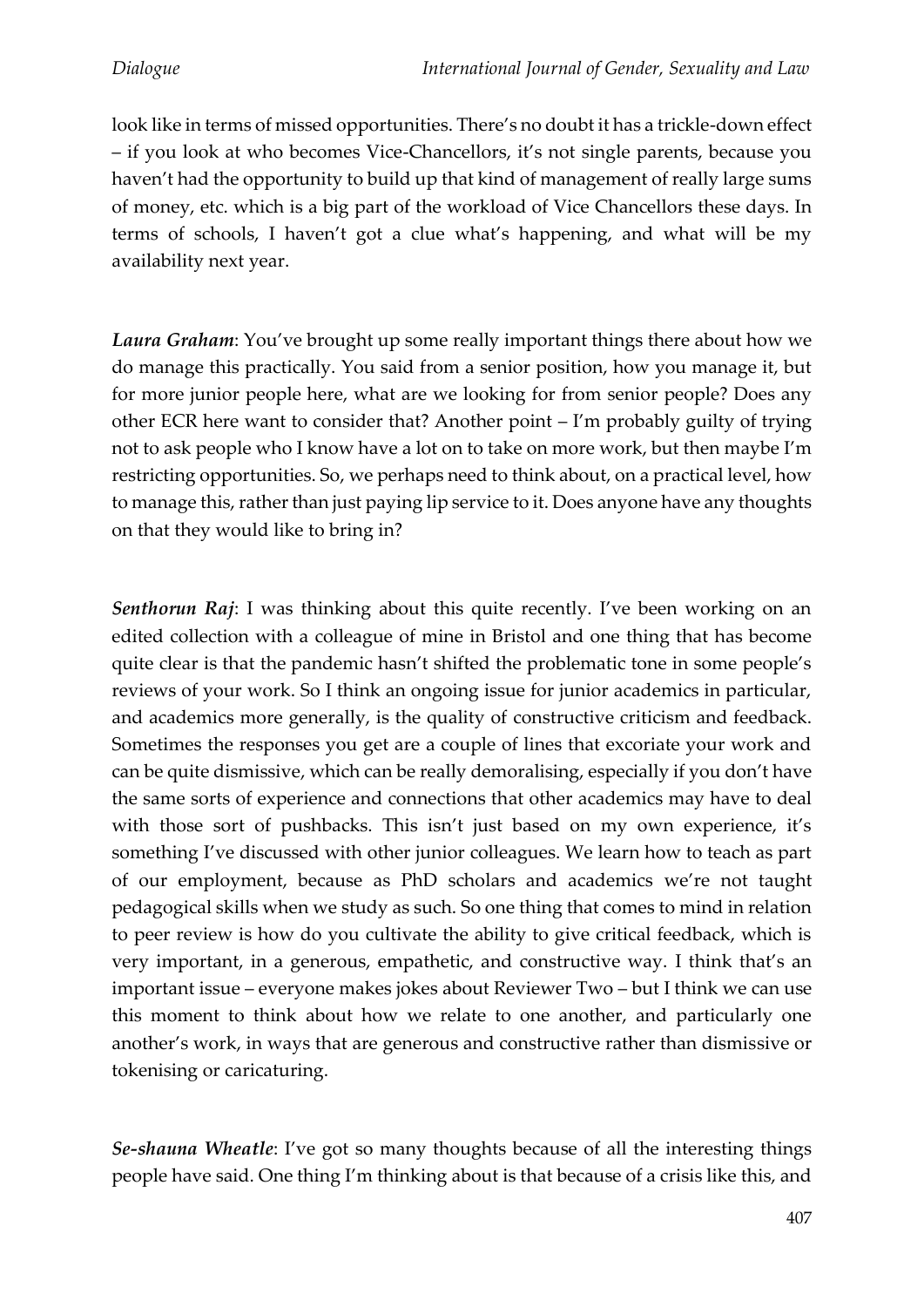look like in terms of missed opportunities. There's no doubt it has a trickle-down effect – if you look at who becomes Vice-Chancellors, it's not single parents, because you haven't had the opportunity to build up that kind of management of really large sums of money, etc. which is a big part of the workload of Vice Chancellors these days. In terms of schools, I haven't got a clue what's happening, and what will be my availability next year.

***Laura Graham***: You've brought up some really important things there about how we do manage this practically. You said from a senior position, how you manage it, but for more junior people here, what are we looking for from senior people? Does any other ECR here want to consider that? Another point – I'm probably guilty of trying not to ask people who I know have a lot on to take on more work, but then maybe I'm restricting opportunities. So, we perhaps need to think about, on a practical level, how to manage this, rather than just paying lip service to it. Does anyone have any thoughts on that they would like to bring in?

***Senthorun Raj***: I was thinking about this quite recently. I've been working on an edited collection with a colleague of mine in Bristol and one thing that has become quite clear is that the pandemic hasn't shifted the problematic tone in some people's reviews of your work. So I think an ongoing issue for junior academics in particular, and academics more generally, is the quality of constructive criticism and feedback. Sometimes the responses you get are a couple of lines that excoriate your work and can be quite dismissive, which can be really demoralising, especially if you don't have the same sorts of experience and connections that other academics may have to deal with those sort of pushbacks. This isn't just based on my own experience, it's something I've discussed with other junior colleagues. We learn how to teach as part of our employment, because as PhD scholars and academics we're not taught pedagogical skills when we study as such. So one thing that comes to mind in relation to peer review is how do you cultivate the ability to give critical feedback, which is very important, in a generous, empathetic, and constructive way. I think that's an important issue – everyone makes jokes about Reviewer Two – but I think we can use this moment to think about how we relate to one another, and particularly one another's work, in ways that are generous and constructive rather than dismissive or tokenising or caricaturing.

***Se-shauna Wheatle***: I've got so many thoughts because of all the interesting things people have said. One thing I'm thinking about is that because of a crisis like this, and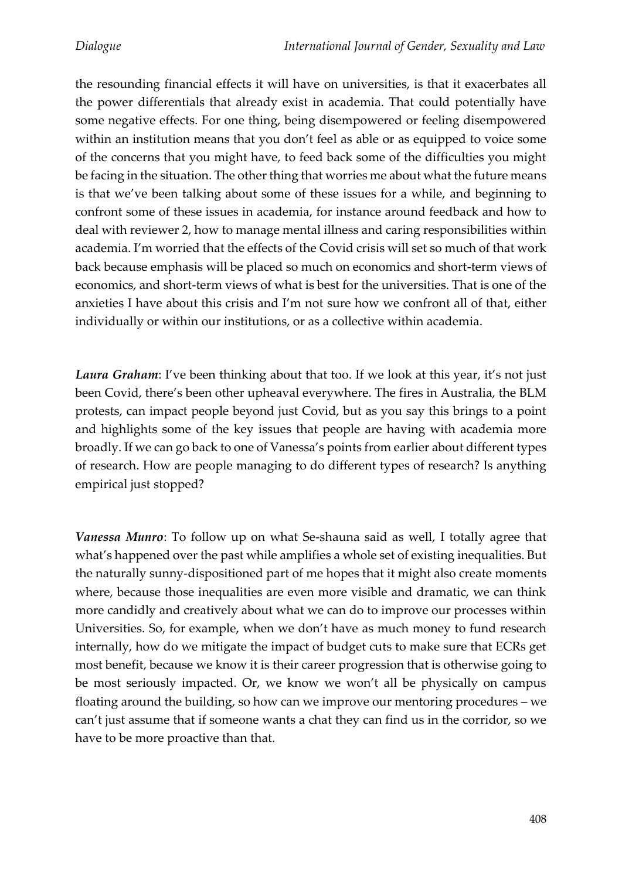the resounding financial effects it will have on universities, is that it exacerbates all the power differentials that already exist in academia. That could potentially have some negative effects. For one thing, being disempowered or feeling disempowered within an institution means that you don't feel as able or as equipped to voice some of the concerns that you might have, to feed back some of the difficulties you might be facing in the situation. The other thing that worries me about what the future means is that we've been talking about some of these issues for a while, and beginning to confront some of these issues in academia, for instance around feedback and how to deal with reviewer 2, how to manage mental illness and caring responsibilities within academia. I'm worried that the effects of the Covid crisis will set so much of that work back because emphasis will be placed so much on economics and short-term views of economics, and short-term views of what is best for the universities. That is one of the anxieties I have about this crisis and I'm not sure how we confront all of that, either individually or within our institutions, or as a collective within academia.

***Laura Graham***: I've been thinking about that too. If we look at this year, it's not just been Covid, there's been other upheaval everywhere. The fires in Australia, the BLM protests, can impact people beyond just Covid, but as you say this brings to a point and highlights some of the key issues that people are having with academia more broadly. If we can go back to one of Vanessa's points from earlier about different types of research. How are people managing to do different types of research? Is anything empirical just stopped?

***Vanessa Munro***: To follow up on what Se-shauna said as well, I totally agree that what's happened over the past while amplifies a whole set of existing inequalities. But the naturally sunny-dispositioned part of me hopes that it might also create moments where, because those inequalities are even more visible and dramatic, we can think more candidly and creatively about what we can do to improve our processes within Universities. So, for example, when we don't have as much money to fund research internally, how do we mitigate the impact of budget cuts to make sure that ECRs get most benefit, because we know it is their career progression that is otherwise going to be most seriously impacted. Or, we know we won't all be physically on campus floating around the building, so how can we improve our mentoring procedures – we can't just assume that if someone wants a chat they can find us in the corridor, so we have to be more proactive than that.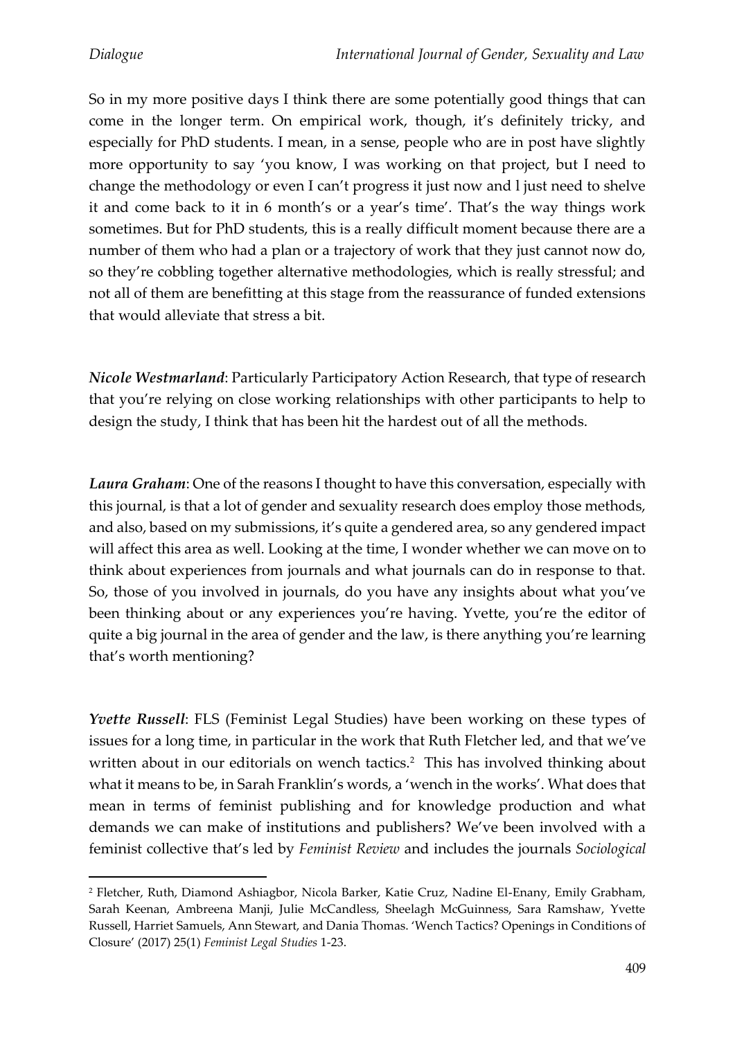So in my more positive days I think there are some potentially good things that can come in the longer term. On empirical work, though, it's definitely tricky, and especially for PhD students. I mean, in a sense, people who are in post have slightly more opportunity to say 'you know, I was working on that project, but I need to change the methodology or even I can't progress it just now and l just need to shelve it and come back to it in 6 month's or a year's time'. That's the way things work sometimes. But for PhD students, this is a really difficult moment because there are a number of them who had a plan or a trajectory of work that they just cannot now do, so they're cobbling together alternative methodologies, which is really stressful; and not all of them are benefitting at this stage from the reassurance of funded extensions that would alleviate that stress a bit.

***Nicole Westmarland***: Particularly Participatory Action Research, that type of research that you're relying on close working relationships with other participants to help to design the study, I think that has been hit the hardest out of all the methods.

***Laura Graham***: One of the reasons I thought to have this conversation, especially with this journal, is that a lot of gender and sexuality research does employ those methods, and also, based on my submissions, it's quite a gendered area, so any gendered impact will affect this area as well. Looking at the time, I wonder whether we can move on to think about experiences from journals and what journals can do in response to that. So, those of you involved in journals, do you have any insights about what you've been thinking about or any experiences you're having. Yvette, you're the editor of quite a big journal in the area of gender and the law, is there anything you're learning that's worth mentioning?

***Yvette Russell***: FLS (Feminist Legal Studies) have been working on these types of issues for a long time, in particular in the work that Ruth Fletcher led, and that we've written about in our editorials on wench tactics.[2] This has involved thinking about what it means to be, in Sarah Franklin's words, a 'wench in the works'. What does that mean in terms of feminist publishing and for knowledge production and what demands we can make of institutions and publishers? We've been involved with a feminist collective that's led by *Feminist Review* and includes the journals *Sociological*

---

[2] Fletcher, Ruth, Diamond Ashiagbor, Nicola Barker, Katie Cruz, Nadine El-Enany, Emily Grabham, Sarah Keenan, Ambreena Manji, Julie McCandless, Sheelagh McGuinness, Sara Ramshaw, Yvette Russell, Harriet Samuels, Ann Stewart, and Dania Thomas. 'Wench Tactics? Openings in Conditions of Closure' (2017) 25(1) *Feminist Legal Studies* 1-23.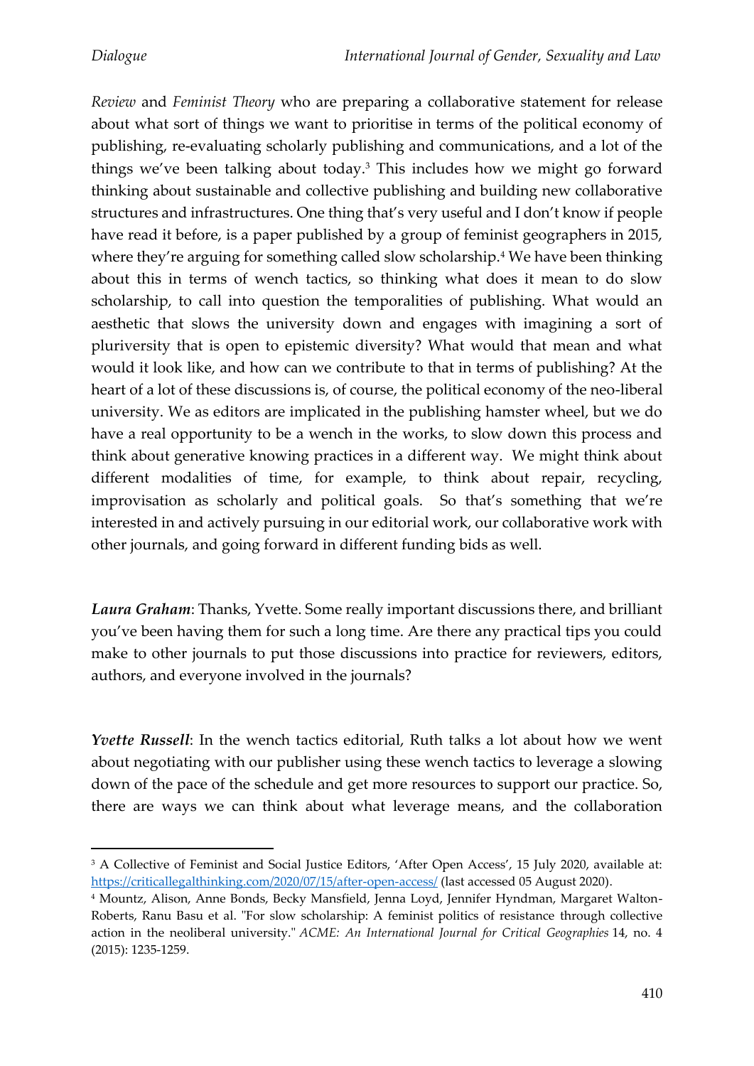*Review* and *Feminist Theory* who are preparing a collaborative statement for release about what sort of things we want to prioritise in terms of the political economy of publishing, re-evaluating scholarly publishing and communications, and a lot of the things we've been talking about today.[3] This includes how we might go forward thinking about sustainable and collective publishing and building new collaborative structures and infrastructures. One thing that's very useful and I don't know if people have read it before, is a paper published by a group of feminist geographers in 2015, where they're arguing for something called slow scholarship.[4] We have been thinking about this in terms of wench tactics, so thinking what does it mean to do slow scholarship, to call into question the temporalities of publishing. What would an aesthetic that slows the university down and engages with imagining a sort of pluriversity that is open to epistemic diversity? What would that mean and what would it look like, and how can we contribute to that in terms of publishing? At the heart of a lot of these discussions is, of course, the political economy of the neo-liberal university. We as editors are implicated in the publishing hamster wheel, but we do have a real opportunity to be a wench in the works, to slow down this process and think about generative knowing practices in a different way. We might think about different modalities of time, for example, to think about repair, recycling, improvisation as scholarly and political goals. So that's something that we're interested in and actively pursuing in our editorial work, our collaborative work with other journals, and going forward in different funding bids as well.

***Laura Graham***: Thanks, Yvette. Some really important discussions there, and brilliant you've been having them for such a long time. Are there any practical tips you could make to other journals to put those discussions into practice for reviewers, editors, authors, and everyone involved in the journals?

***Yvette Russell***: In the wench tactics editorial, Ruth talks a lot about how we went about negotiating with our publisher using these wench tactics to leverage a slowing down of the pace of the schedule and get more resources to support our practice. So, there are ways we can think about what leverage means, and the collaboration

---

[3] A Collective of Feminist and Social Justice Editors, 'After Open Access', 15 July 2020, available at: https://criticallegalthinking.com/2020/07/15/after-open-access/ (last accessed 05 August 2020).

[4] Mountz, Alison, Anne Bonds, Becky Mansfield, Jenna Loyd, Jennifer Hyndman, Margaret Walton-Roberts, Ranu Basu et al. "For slow scholarship: A feminist politics of resistance through collective action in the neoliberal university." *ACME: An International Journal for Critical Geographies* 14, no. 4 (2015): 1235-1259.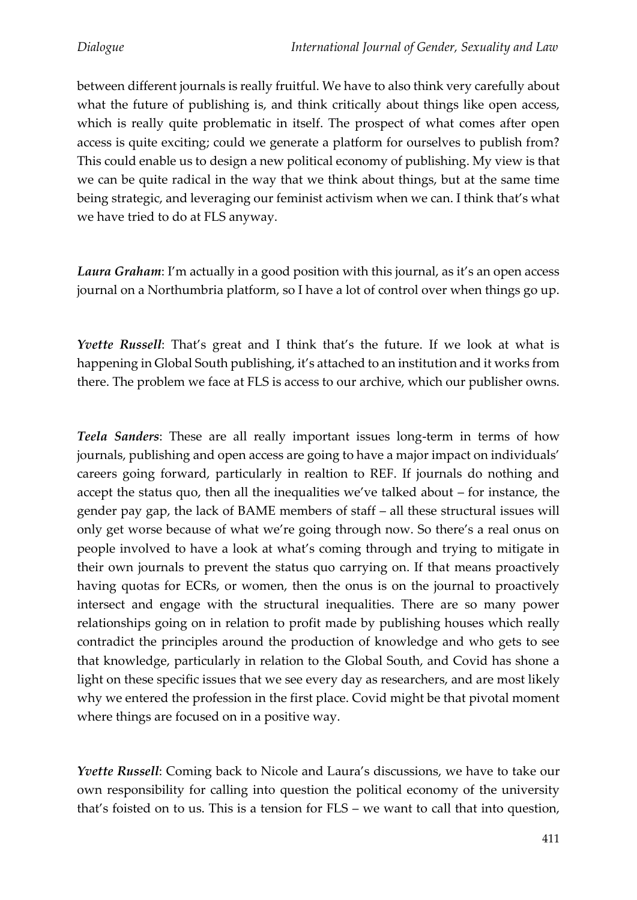between different journals is really fruitful. We have to also think very carefully about what the future of publishing is, and think critically about things like open access, which is really quite problematic in itself. The prospect of what comes after open access is quite exciting; could we generate a platform for ourselves to publish from? This could enable us to design a new political economy of publishing. My view is that we can be quite radical in the way that we think about things, but at the same time being strategic, and leveraging our feminist activism when we can. I think that's what we have tried to do at FLS anyway.

***Laura Graham***: I'm actually in a good position with this journal, as it's an open access journal on a Northumbria platform, so I have a lot of control over when things go up.

***Yvette Russell***: That's great and I think that's the future. If we look at what is happening in Global South publishing, it's attached to an institution and it works from there. The problem we face at FLS is access to our archive, which our publisher owns.

***Teela Sanders***: These are all really important issues long-term in terms of how journals, publishing and open access are going to have a major impact on individuals' careers going forward, particularly in realtion to REF. If journals do nothing and accept the status quo, then all the inequalities we've talked about – for instance, the gender pay gap, the lack of BAME members of staff – all these structural issues will only get worse because of what we're going through now. So there's a real onus on people involved to have a look at what's coming through and trying to mitigate in their own journals to prevent the status quo carrying on. If that means proactively having quotas for ECRs, or women, then the onus is on the journal to proactively intersect and engage with the structural inequalities. There are so many power relationships going on in relation to profit made by publishing houses which really contradict the principles around the production of knowledge and who gets to see that knowledge, particularly in relation to the Global South, and Covid has shone a light on these specific issues that we see every day as researchers, and are most likely why we entered the profession in the first place. Covid might be that pivotal moment where things are focused on in a positive way.

***Yvette Russell***: Coming back to Nicole and Laura's discussions, we have to take our own responsibility for calling into question the political economy of the university that's foisted on to us. This is a tension for FLS – we want to call that into question,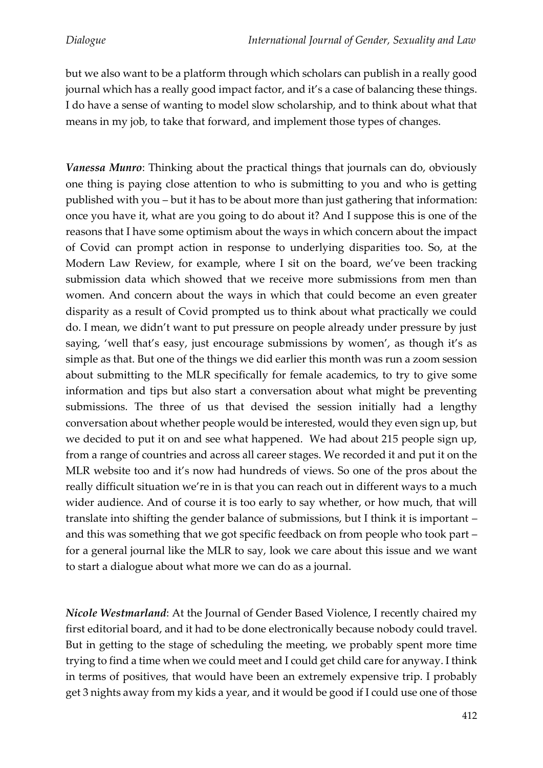but we also want to be a platform through which scholars can publish in a really good journal which has a really good impact factor, and it's a case of balancing these things. I do have a sense of wanting to model slow scholarship, and to think about what that means in my job, to take that forward, and implement those types of changes.

***Vanessa Munro***: Thinking about the practical things that journals can do, obviously one thing is paying close attention to who is submitting to you and who is getting published with you – but it has to be about more than just gathering that information: once you have it, what are you going to do about it? And I suppose this is one of the reasons that I have some optimism about the ways in which concern about the impact of Covid can prompt action in response to underlying disparities too. So, at the Modern Law Review, for example, where I sit on the board, we've been tracking submission data which showed that we receive more submissions from men than women. And concern about the ways in which that could become an even greater disparity as a result of Covid prompted us to think about what practically we could do. I mean, we didn't want to put pressure on people already under pressure by just saying, 'well that's easy, just encourage submissions by women', as though it's as simple as that. But one of the things we did earlier this month was run a zoom session about submitting to the MLR specifically for female academics, to try to give some information and tips but also start a conversation about what might be preventing submissions. The three of us that devised the session initially had a lengthy conversation about whether people would be interested, would they even sign up, but we decided to put it on and see what happened. We had about 215 people sign up, from a range of countries and across all career stages. We recorded it and put it on the MLR website too and it's now had hundreds of views. So one of the pros about the really difficult situation we're in is that you can reach out in different ways to a much wider audience. And of course it is too early to say whether, or how much, that will translate into shifting the gender balance of submissions, but I think it is important – and this was something that we got specific feedback on from people who took part – for a general journal like the MLR to say, look we care about this issue and we want to start a dialogue about what more we can do as a journal.

***Nicole Westmarland***: At the Journal of Gender Based Violence, I recently chaired my first editorial board, and it had to be done electronically because nobody could travel. But in getting to the stage of scheduling the meeting, we probably spent more time trying to find a time when we could meet and I could get child care for anyway. I think in terms of positives, that would have been an extremely expensive trip. I probably get 3 nights away from my kids a year, and it would be good if I could use one of those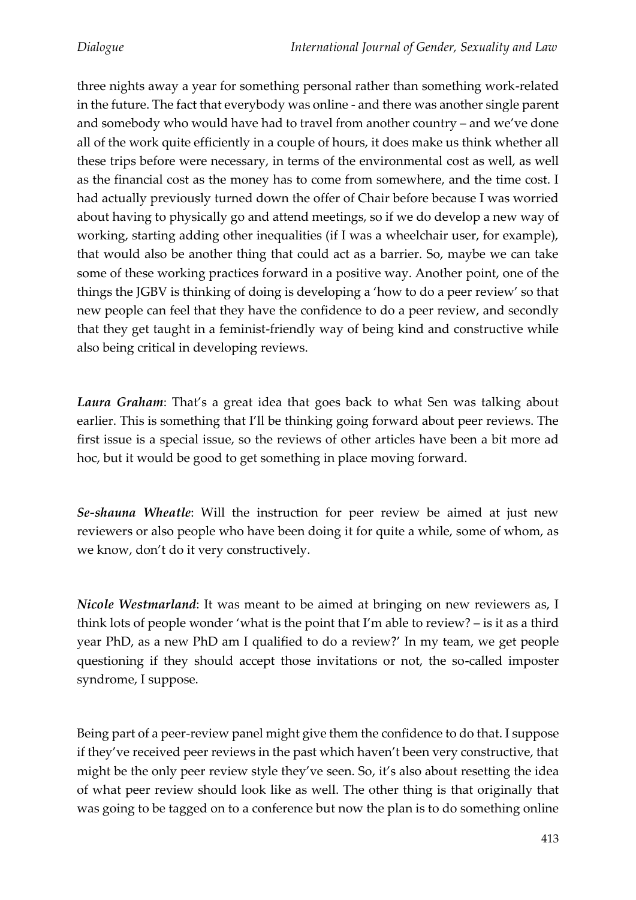three nights away a year for something personal rather than something work-related in the future. The fact that everybody was online - and there was another single parent and somebody who would have had to travel from another country – and we've done all of the work quite efficiently in a couple of hours, it does make us think whether all these trips before were necessary, in terms of the environmental cost as well, as well as the financial cost as the money has to come from somewhere, and the time cost. I had actually previously turned down the offer of Chair before because I was worried about having to physically go and attend meetings, so if we do develop a new way of working, starting adding other inequalities (if I was a wheelchair user, for example), that would also be another thing that could act as a barrier. So, maybe we can take some of these working practices forward in a positive way. Another point, one of the things the JGBV is thinking of doing is developing a 'how to do a peer review' so that new people can feel that they have the confidence to do a peer review, and secondly that they get taught in a feminist-friendly way of being kind and constructive while also being critical in developing reviews.

***Laura Graham***: That's a great idea that goes back to what Sen was talking about earlier. This is something that I'll be thinking going forward about peer reviews. The first issue is a special issue, so the reviews of other articles have been a bit more ad hoc, but it would be good to get something in place moving forward.

***Se-shauna Wheatle***: Will the instruction for peer review be aimed at just new reviewers or also people who have been doing it for quite a while, some of whom, as we know, don't do it very constructively.

***Nicole Westmarland***: It was meant to be aimed at bringing on new reviewers as, I think lots of people wonder 'what is the point that I'm able to review? – is it as a third year PhD, as a new PhD am I qualified to do a review?' In my team, we get people questioning if they should accept those invitations or not, the so-called imposter syndrome, I suppose.

Being part of a peer-review panel might give them the confidence to do that. I suppose if they've received peer reviews in the past which haven't been very constructive, that might be the only peer review style they've seen. So, it's also about resetting the idea of what peer review should look like as well. The other thing is that originally that was going to be tagged on to a conference but now the plan is to do something online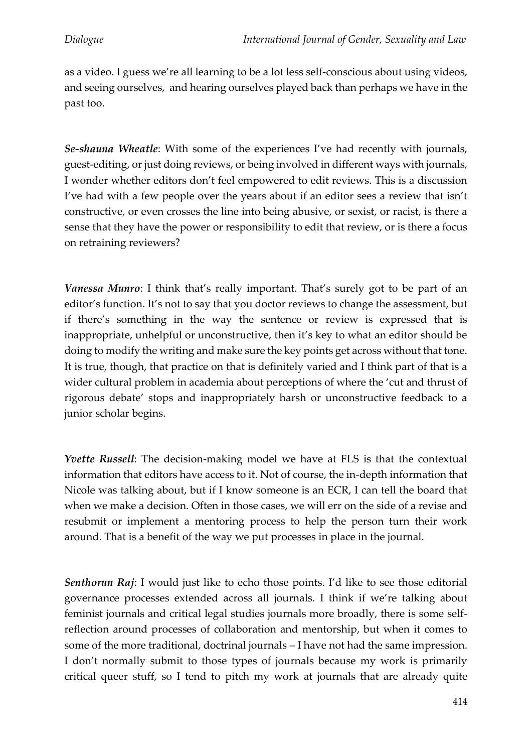as a video. I guess we're all learning to be a lot less self-conscious about using videos, and seeing ourselves, and hearing ourselves played back than perhaps we have in the past too.

***Se-shauna Wheatle***: With some of the experiences I've had recently with journals, guest-editing, or just doing reviews, or being involved in different ways with journals, I wonder whether editors don't feel empowered to edit reviews. This is a discussion I've had with a few people over the years about if an editor sees a review that isn't constructive, or even crosses the line into being abusive, or sexist, or racist, is there a sense that they have the power or responsibility to edit that review, or is there a focus on retraining reviewers?

***Vanessa Munro***: I think that's really important. That's surely got to be part of an editor's function. It's not to say that you doctor reviews to change the assessment, but if there's something in the way the sentence or review is expressed that is inappropriate, unhelpful or unconstructive, then it's key to what an editor should be doing to modify the writing and make sure the key points get across without that tone. It is true, though, that practice on that is definitely varied and I think part of that is a wider cultural problem in academia about perceptions of where the 'cut and thrust of rigorous debate' stops and inappropriately harsh or unconstructive feedback to a junior scholar begins.

***Yvette Russell***: The decision-making model we have at FLS is that the contextual information that editors have access to it. Not of course, the in-depth information that Nicole was talking about, but if I know someone is an ECR, I can tell the board that when we make a decision. Often in those cases, we will err on the side of a revise and resubmit or implement a mentoring process to help the person turn their work around. That is a benefit of the way we put processes in place in the journal.

***Senthorun Raj***: I would just like to echo those points. I'd like to see those editorial governance processes extended across all journals. I think if we're talking about feminist journals and critical legal studies journals more broadly, there is some self-reflection around processes of collaboration and mentorship, but when it comes to some of the more traditional, doctrinal journals – I have not had the same impression. I don't normally submit to those types of journals because my work is primarily critical queer stuff, so I tend to pitch my work at journals that are already quite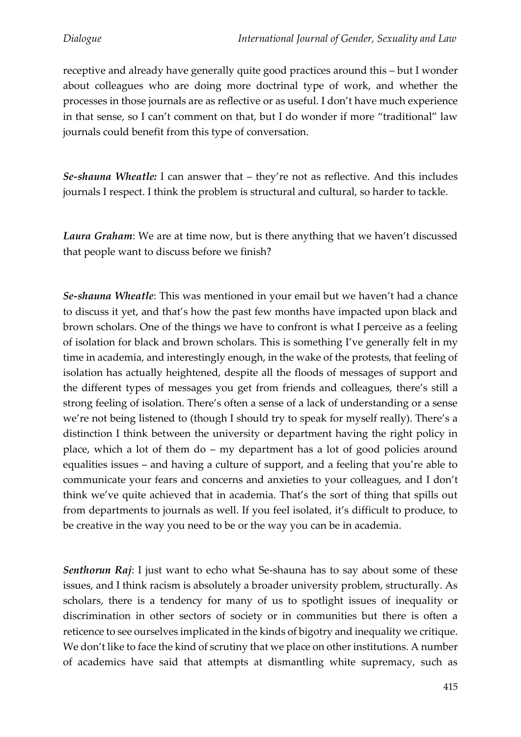receptive and already have generally quite good practices around this – but I wonder about colleagues who are doing more doctrinal type of work, and whether the processes in those journals are as reflective or as useful. I don't have much experience in that sense, so I can't comment on that, but I do wonder if more "traditional" law journals could benefit from this type of conversation.

***Se-shauna Wheatle:*** I can answer that – they're not as reflective. And this includes journals I respect. I think the problem is structural and cultural, so harder to tackle.

***Laura Graham***: We are at time now, but is there anything that we haven't discussed that people want to discuss before we finish?

***Se-shauna Wheatle***: This was mentioned in your email but we haven't had a chance to discuss it yet, and that's how the past few months have impacted upon black and brown scholars. One of the things we have to confront is what I perceive as a feeling of isolation for black and brown scholars. This is something I've generally felt in my time in academia, and interestingly enough, in the wake of the protests, that feeling of isolation has actually heightened, despite all the floods of messages of support and the different types of messages you get from friends and colleagues, there's still a strong feeling of isolation. There's often a sense of a lack of understanding or a sense we're not being listened to (though I should try to speak for myself really). There's a distinction I think between the university or department having the right policy in place, which a lot of them do – my department has a lot of good policies around equalities issues – and having a culture of support, and a feeling that you're able to communicate your fears and concerns and anxieties to your colleagues, and I don't think we've quite achieved that in academia. That's the sort of thing that spills out from departments to journals as well. If you feel isolated, it's difficult to produce, to be creative in the way you need to be or the way you can be in academia.

***Senthorun Raj***: I just want to echo what Se-shauna has to say about some of these issues, and I think racism is absolutely a broader university problem, structurally. As scholars, there is a tendency for many of us to spotlight issues of inequality or discrimination in other sectors of society or in communities but there is often a reticence to see ourselves implicated in the kinds of bigotry and inequality we critique. We don't like to face the kind of scrutiny that we place on other institutions. A number of academics have said that attempts at dismantling white supremacy, such as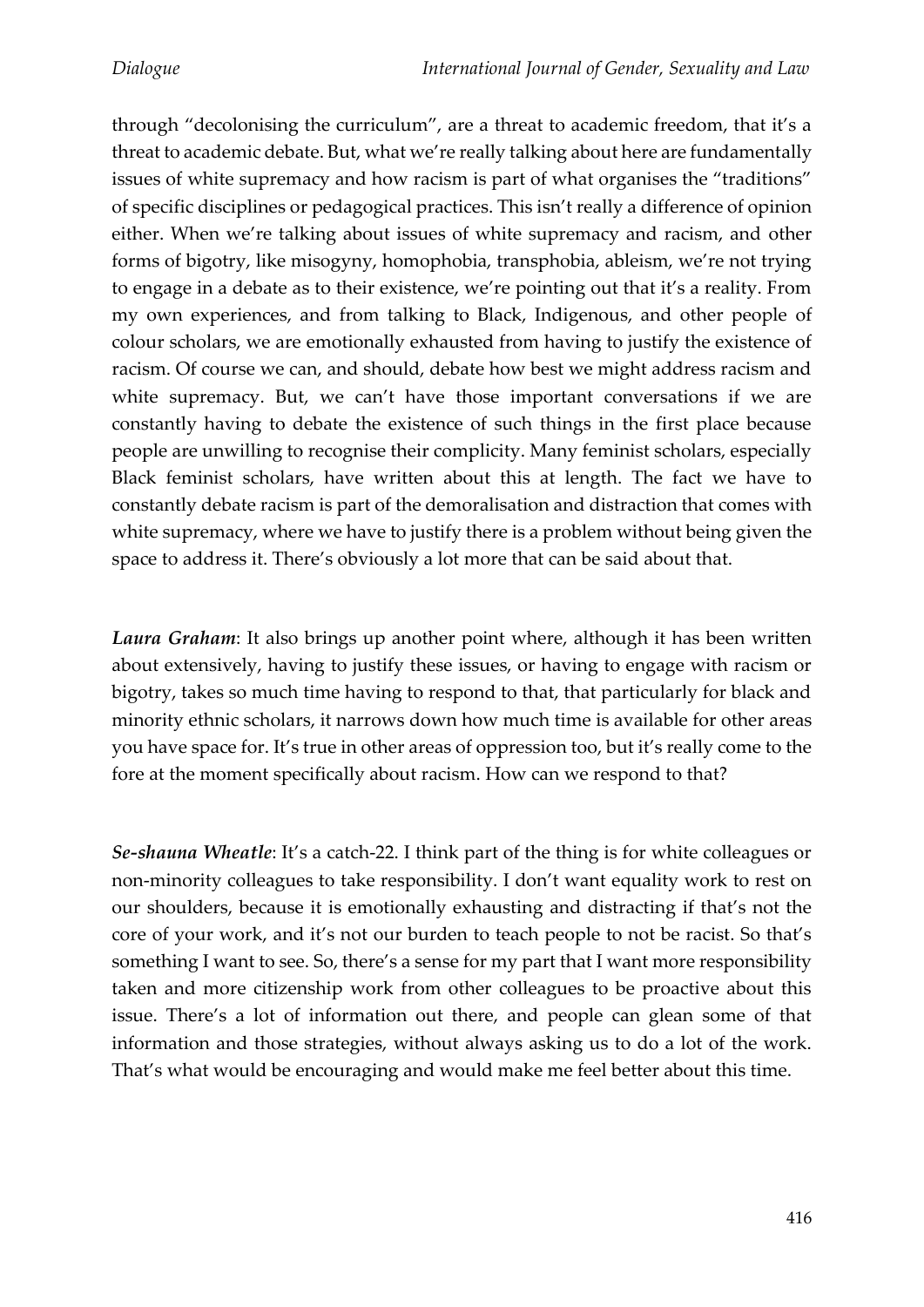through "decolonising the curriculum", are a threat to academic freedom, that it's a threat to academic debate. But, what we're really talking about here are fundamentally issues of white supremacy and how racism is part of what organises the "traditions" of specific disciplines or pedagogical practices. This isn't really a difference of opinion either. When we're talking about issues of white supremacy and racism, and other forms of bigotry, like misogyny, homophobia, transphobia, ableism, we're not trying to engage in a debate as to their existence, we're pointing out that it's a reality. From my own experiences, and from talking to Black, Indigenous, and other people of colour scholars, we are emotionally exhausted from having to justify the existence of racism. Of course we can, and should, debate how best we might address racism and white supremacy. But, we can't have those important conversations if we are constantly having to debate the existence of such things in the first place because people are unwilling to recognise their complicity. Many feminist scholars, especially Black feminist scholars, have written about this at length. The fact we have to constantly debate racism is part of the demoralisation and distraction that comes with white supremacy, where we have to justify there is a problem without being given the space to address it. There's obviously a lot more that can be said about that.

***Laura Graham***: It also brings up another point where, although it has been written about extensively, having to justify these issues, or having to engage with racism or bigotry, takes so much time having to respond to that, that particularly for black and minority ethnic scholars, it narrows down how much time is available for other areas you have space for. It's true in other areas of oppression too, but it's really come to the fore at the moment specifically about racism. How can we respond to that?

***Se-shauna Wheatle***: It's a catch-22. I think part of the thing is for white colleagues or non-minority colleagues to take responsibility. I don't want equality work to rest on our shoulders, because it is emotionally exhausting and distracting if that's not the core of your work, and it's not our burden to teach people to not be racist. So that's something I want to see. So, there's a sense for my part that I want more responsibility taken and more citizenship work from other colleagues to be proactive about this issue. There's a lot of information out there, and people can glean some of that information and those strategies, without always asking us to do a lot of the work. That's what would be encouraging and would make me feel better about this time.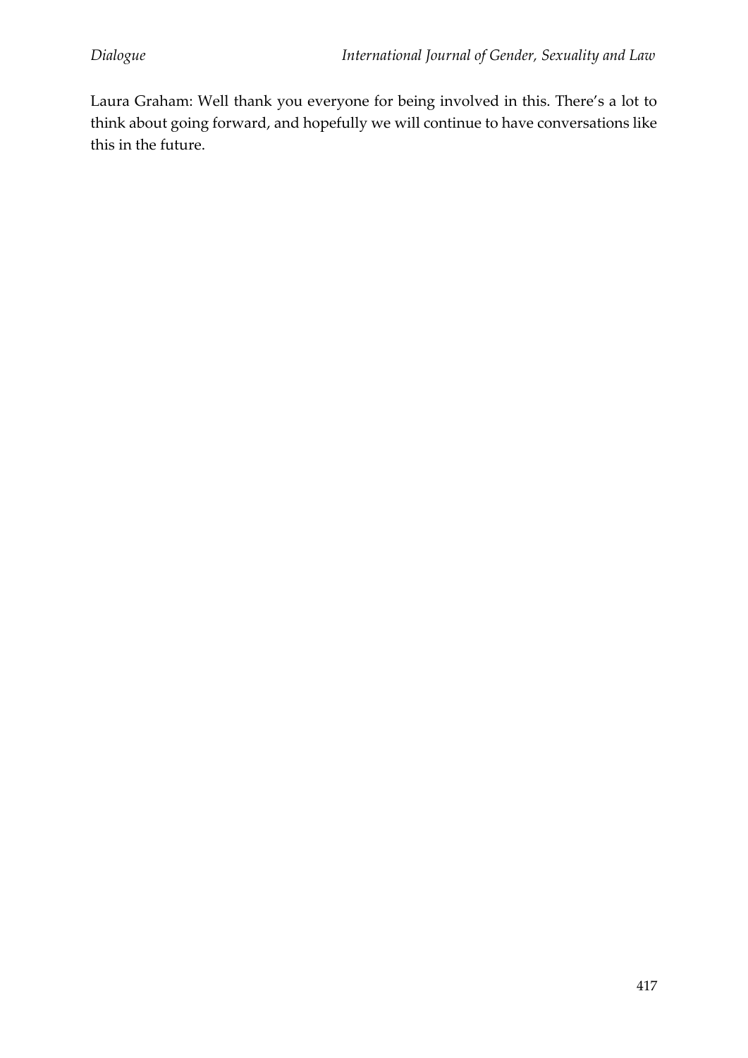Laura Graham: Well thank you everyone for being involved in this. There's a lot to think about going forward, and hopefully we will continue to have conversations like this in the future.